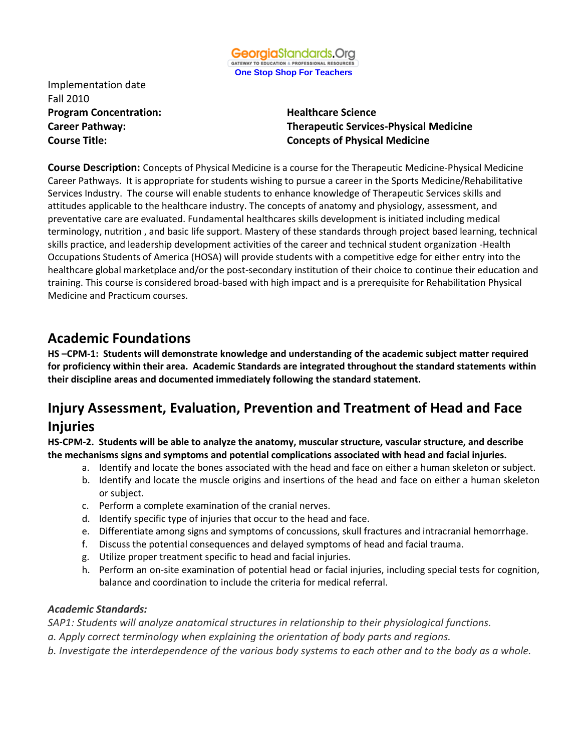GeorgiaStandards.Org
GATEWAY TO EDUCATION & PROFESSIONAL RESOURCES
**One Stop Shop For Teachers**

Implementation date
Fall 2010

**Program Concentration:** **Healthcare Science**
**Career Pathway:** **Therapeutic Services-Physical Medicine**
**Course Title:** **Concepts of Physical Medicine**

**Course Description:** Concepts of Physical Medicine is a course for the Therapeutic Medicine-Physical Medicine Career Pathways. It is appropriate for students wishing to pursue a career in the Sports Medicine/Rehabilitative Services Industry. The course will enable students to enhance knowledge of Therapeutic Services skills and attitudes applicable to the healthcare industry. The concepts of anatomy and physiology, assessment, and preventative care are evaluated. Fundamental healthcares skills development is initiated including medical terminology, nutrition , and basic life support. Mastery of these standards through project based learning, technical skills practice, and leadership development activities of the career and technical student organization -Health Occupations Students of America (HOSA) will provide students with a competitive edge for either entry into the healthcare global marketplace and/or the post-secondary institution of their choice to continue their education and training. This course is considered broad-based with high impact and is a prerequisite for Rehabilitation Physical Medicine and Practicum courses.

## Academic Foundations

**HS –CPM-1: Students will demonstrate knowledge and understanding of the academic subject matter required for proficiency within their area. Academic Standards are integrated throughout the standard statements within their discipline areas and documented immediately following the standard statement.**

## Injury Assessment, Evaluation, Prevention and Treatment of Head and Face Injuries

**HS-CPM-2. Students will be able to analyze the anatomy, muscular structure, vascular structure, and describe the mechanisms signs and symptoms and potential complications associated with head and facial injuries.**

a. Identify and locate the bones associated with the head and face on either a human skeleton or subject.
b. Identify and locate the muscle origins and insertions of the head and face on either a human skeleton or subject.
c. Perform a complete examination of the cranial nerves.
d. Identify specific type of injuries that occur to the head and face.
e. Differentiate among signs and symptoms of concussions, skull fractures and intracranial hemorrhage.
f. Discuss the potential consequences and delayed symptoms of head and facial trauma.
g. Utilize proper treatment specific to head and facial injuries.
h. Perform an on-site examination of potential head or facial injuries, including special tests for cognition, balance and coordination to include the criteria for medical referral.

***Academic Standards:***

*SAP1: Students will analyze anatomical structures in relationship to their physiological functions.*
*a. Apply correct terminology when explaining the orientation of body parts and regions.*
*b. Investigate the interdependence of the various body systems to each other and to the body as a whole.*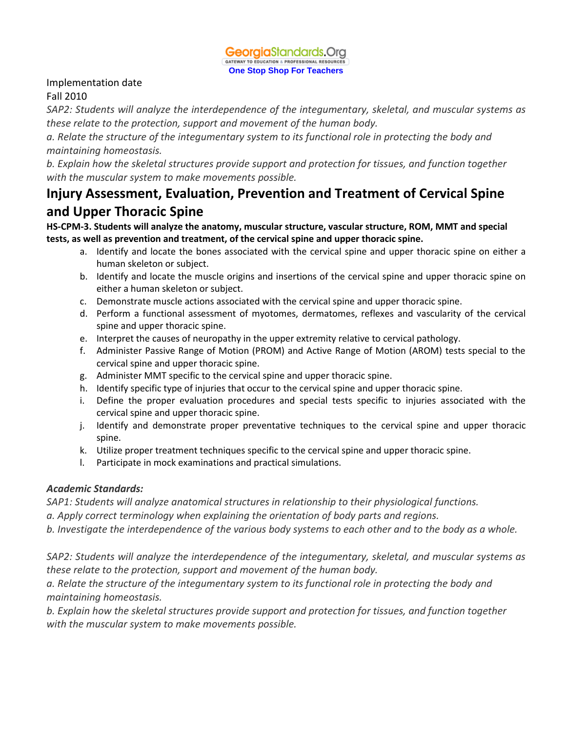Implementation date

Fall 2010

*SAP2: Students will analyze the interdependence of the integumentary, skeletal, and muscular systems as these relate to the protection, support and movement of the human body.*

*a. Relate the structure of the integumentary system to its functional role in protecting the body and maintaining homeostasis.*

*b. Explain how the skeletal structures provide support and protection for tissues, and function together with the muscular system to make movements possible.*

## Injury Assessment, Evaluation, Prevention and Treatment of Cervical Spine and Upper Thoracic Spine

**HS-CPM-3. Students will analyze the anatomy, muscular structure, vascular structure, ROM, MMT and special tests, as well as prevention and treatment, of the cervical spine and upper thoracic spine.**

a. Identify and locate the bones associated with the cervical spine and upper thoracic spine on either a human skeleton or subject.
b. Identify and locate the muscle origins and insertions of the cervical spine and upper thoracic spine on either a human skeleton or subject.
c. Demonstrate muscle actions associated with the cervical spine and upper thoracic spine.
d. Perform a functional assessment of myotomes, dermatomes, reflexes and vascularity of the cervical spine and upper thoracic spine.
e. Interpret the causes of neuropathy in the upper extremity relative to cervical pathology.
f. Administer Passive Range of Motion (PROM) and Active Range of Motion (AROM) tests special to the cervical spine and upper thoracic spine.
g. Administer MMT specific to the cervical spine and upper thoracic spine.
h. Identify specific type of injuries that occur to the cervical spine and upper thoracic spine.
i. Define the proper evaluation procedures and special tests specific to injuries associated with the cervical spine and upper thoracic spine.
j. Identify and demonstrate proper preventative techniques to the cervical spine and upper thoracic spine.
k. Utilize proper treatment techniques specific to the cervical spine and upper thoracic spine.
l. Participate in mock examinations and practical simulations.

***Academic Standards:***

*SAP1: Students will analyze anatomical structures in relationship to their physiological functions.*

*a. Apply correct terminology when explaining the orientation of body parts and regions.*

*b. Investigate the interdependence of the various body systems to each other and to the body as a whole.*

*SAP2: Students will analyze the interdependence of the integumentary, skeletal, and muscular systems as these relate to the protection, support and movement of the human body.*

*a. Relate the structure of the integumentary system to its functional role in protecting the body and maintaining homeostasis.*

*b. Explain how the skeletal structures provide support and protection for tissues, and function together with the muscular system to make movements possible.*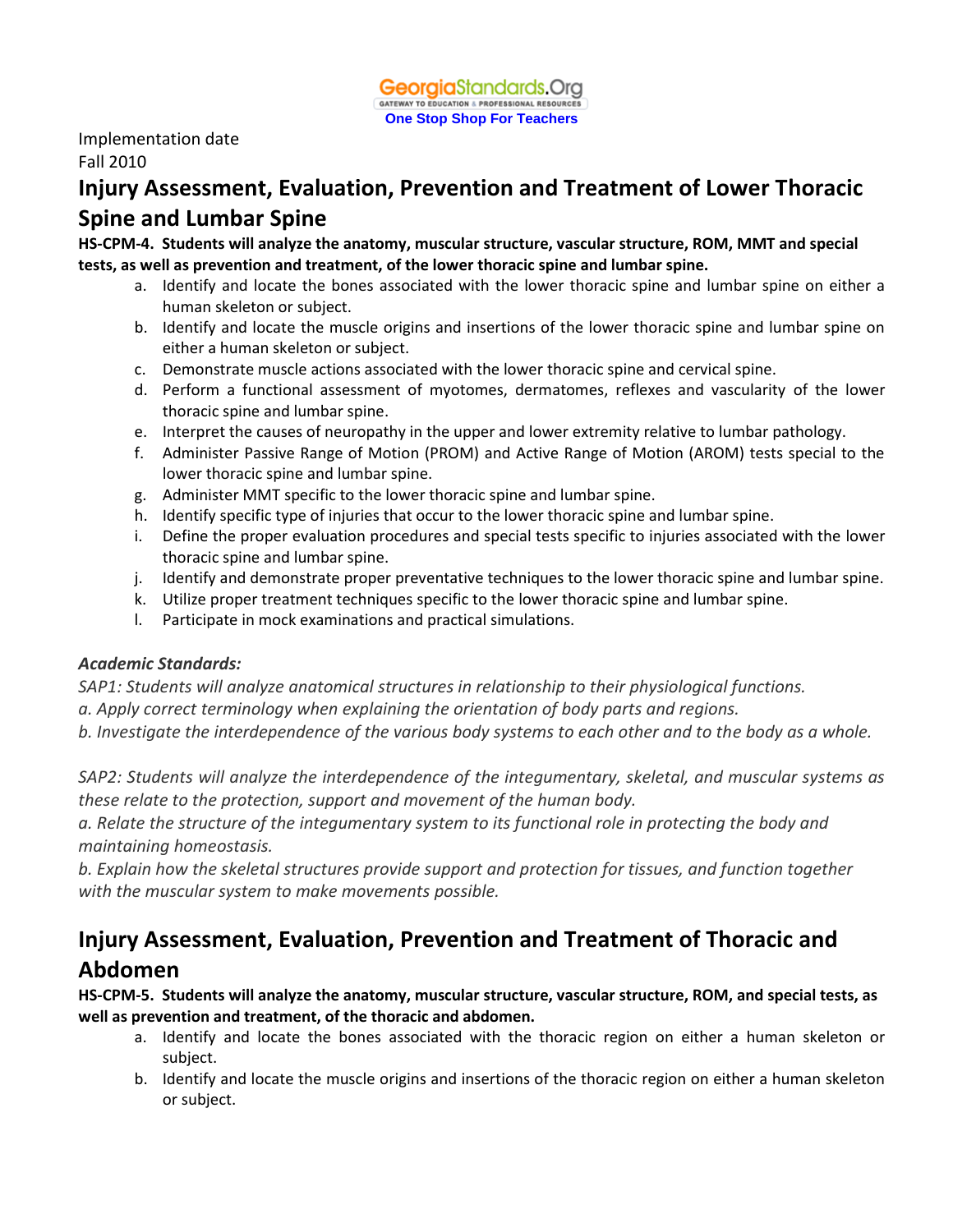Implementation date
Fall 2010

# Injury Assessment, Evaluation, Prevention and Treatment of Lower Thoracic Spine and Lumbar Spine

**HS-CPM-4. Students will analyze the anatomy, muscular structure, vascular structure, ROM, MMT and special tests, as well as prevention and treatment, of the lower thoracic spine and lumbar spine.**

a. Identify and locate the bones associated with the lower thoracic spine and lumbar spine on either a human skeleton or subject.
b. Identify and locate the muscle origins and insertions of the lower thoracic spine and lumbar spine on either a human skeleton or subject.
c. Demonstrate muscle actions associated with the lower thoracic spine and cervical spine.
d. Perform a functional assessment of myotomes, dermatomes, reflexes and vascularity of the lower thoracic spine and lumbar spine.
e. Interpret the causes of neuropathy in the upper and lower extremity relative to lumbar pathology.
f. Administer Passive Range of Motion (PROM) and Active Range of Motion (AROM) tests special to the lower thoracic spine and lumbar spine.
g. Administer MMT specific to the lower thoracic spine and lumbar spine.
h. Identify specific type of injuries that occur to the lower thoracic spine and lumbar spine.
i. Define the proper evaluation procedures and special tests specific to injuries associated with the lower thoracic spine and lumbar spine.
j. Identify and demonstrate proper preventative techniques to the lower thoracic spine and lumbar spine.
k. Utilize proper treatment techniques specific to the lower thoracic spine and lumbar spine.
l. Participate in mock examinations and practical simulations.

***Academic Standards:***

*SAP1: Students will analyze anatomical structures in relationship to their physiological functions.*
*a. Apply correct terminology when explaining the orientation of body parts and regions.*
*b. Investigate the interdependence of the various body systems to each other and to the body as a whole.*

*SAP2: Students will analyze the interdependence of the integumentary, skeletal, and muscular systems as these relate to the protection, support and movement of the human body.*
*a. Relate the structure of the integumentary system to its functional role in protecting the body and maintaining homeostasis.*
*b. Explain how the skeletal structures provide support and protection for tissues, and function together with the muscular system to make movements possible.*

# Injury Assessment, Evaluation, Prevention and Treatment of Thoracic and Abdomen

**HS-CPM-5. Students will analyze the anatomy, muscular structure, vascular structure, ROM, and special tests, as well as prevention and treatment, of the thoracic and abdomen.**

a. Identify and locate the bones associated with the thoracic region on either a human skeleton or subject.
b. Identify and locate the muscle origins and insertions of the thoracic region on either a human skeleton or subject.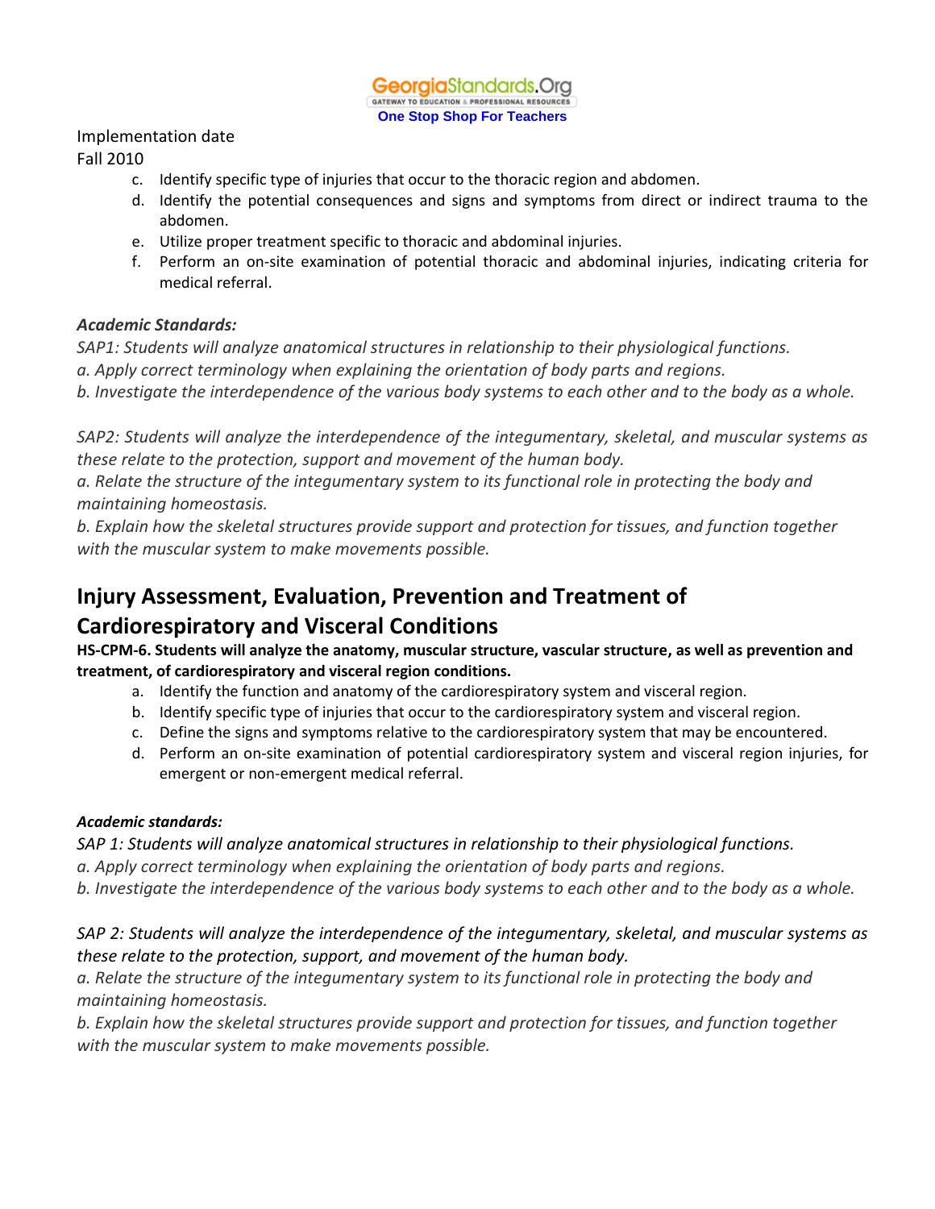Implementation date
Fall 2010

c. Identify specific type of injuries that occur to the thoracic region and abdomen.
d. Identify the potential consequences and signs and symptoms from direct or indirect trauma to the abdomen.
e. Utilize proper treatment specific to thoracic and abdominal injuries.
f. Perform an on-site examination of potential thoracic and abdominal injuries, indicating criteria for medical referral.

***Academic Standards:***

*SAP1: Students will analyze anatomical structures in relationship to their physiological functions.*
*a. Apply correct terminology when explaining the orientation of body parts and regions.*
*b. Investigate the interdependence of the various body systems to each other and to the body as a whole.*

*SAP2: Students will analyze the interdependence of the integumentary, skeletal, and muscular systems as these relate to the protection, support and movement of the human body.*
*a. Relate the structure of the integumentary system to its functional role in protecting the body and maintaining homeostasis.*
*b. Explain how the skeletal structures provide support and protection for tissues, and function together with the muscular system to make movements possible.*

## Injury Assessment, Evaluation, Prevention and Treatment of Cardiorespiratory and Visceral Conditions

**HS-CPM-6. Students will analyze the anatomy, muscular structure, vascular structure, as well as prevention and treatment, of cardiorespiratory and visceral region conditions.**

a. Identify the function and anatomy of the cardiorespiratory system and visceral region.
b. Identify specific type of injuries that occur to the cardiorespiratory system and visceral region.
c. Define the signs and symptoms relative to the cardiorespiratory system that may be encountered.
d. Perform an on-site examination of potential cardiorespiratory system and visceral region injuries, for emergent or non-emergent medical referral.

***Academic standards:***

*SAP 1: Students will analyze anatomical structures in relationship to their physiological functions.*
*a. Apply correct terminology when explaining the orientation of body parts and regions.*
*b. Investigate the interdependence of the various body systems to each other and to the body as a whole.*

*SAP 2: Students will analyze the interdependence of the integumentary, skeletal, and muscular systems as these relate to the protection, support, and movement of the human body.*
*a. Relate the structure of the integumentary system to its functional role in protecting the body and maintaining homeostasis.*
*b. Explain how the skeletal structures provide support and protection for tissues, and function together with the muscular system to make movements possible.*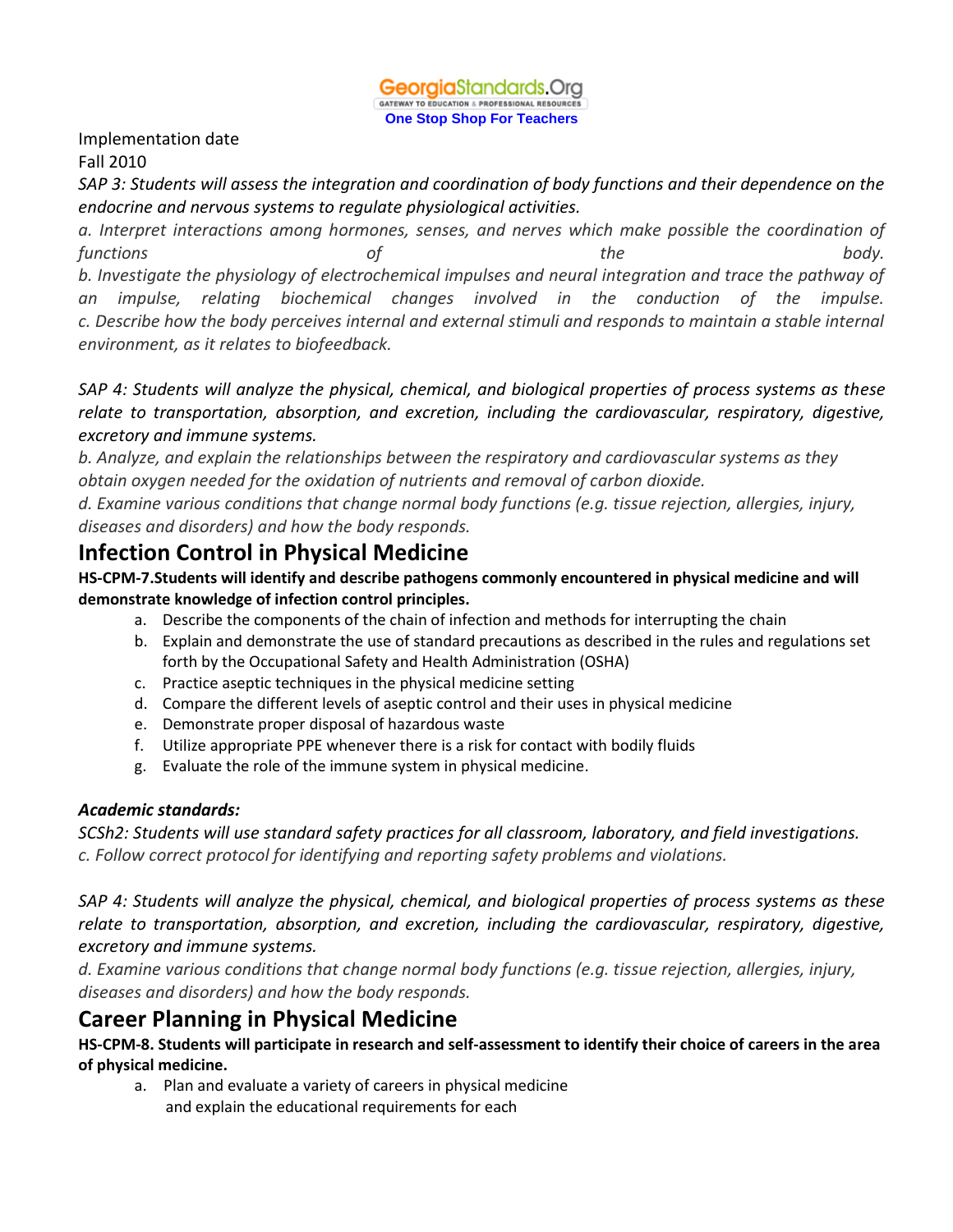Implementation date

Fall 2010

*SAP 3: Students will assess the integration and coordination of body functions and their dependence on the endocrine and nervous systems to regulate physiological activities.*

*a. Interpret interactions among hormones, senses, and nerves which make possible the coordination of functions of the body.*

*b. Investigate the physiology of electrochemical impulses and neural integration and trace the pathway of an impulse, relating biochemical changes involved in the conduction of the impulse.*

*c. Describe how the body perceives internal and external stimuli and responds to maintain a stable internal environment, as it relates to biofeedback.*

*SAP 4: Students will analyze the physical, chemical, and biological properties of process systems as these relate to transportation, absorption, and excretion, including the cardiovascular, respiratory, digestive, excretory and immune systems.*

*b. Analyze, and explain the relationships between the respiratory and cardiovascular systems as they obtain oxygen needed for the oxidation of nutrients and removal of carbon dioxide.*

*d. Examine various conditions that change normal body functions (e.g. tissue rejection, allergies, injury, diseases and disorders) and how the body responds.*

## Infection Control in Physical Medicine

**HS-CPM-7.Students will identify and describe pathogens commonly encountered in physical medicine and will demonstrate knowledge of infection control principles.**

a. Describe the components of the chain of infection and methods for interrupting the chain
b. Explain and demonstrate the use of standard precautions as described in the rules and regulations set forth by the Occupational Safety and Health Administration (OSHA)
c. Practice aseptic techniques in the physical medicine setting
d. Compare the different levels of aseptic control and their uses in physical medicine
e. Demonstrate proper disposal of hazardous waste
f. Utilize appropriate PPE whenever there is a risk for contact with bodily fluids
g. Evaluate the role of the immune system in physical medicine.

***Academic standards:***

*SCSh2: Students will use standard safety practices for all classroom, laboratory, and field investigations.*

*c. Follow correct protocol for identifying and reporting safety problems and violations.*

*SAP 4: Students will analyze the physical, chemical, and biological properties of process systems as these relate to transportation, absorption, and excretion, including the cardiovascular, respiratory, digestive, excretory and immune systems.*

*d. Examine various conditions that change normal body functions (e.g. tissue rejection, allergies, injury, diseases and disorders) and how the body responds.*

## Career Planning in Physical Medicine

**HS-CPM-8. Students will participate in research and self-assessment to identify their choice of careers in the area of physical medicine.**

a. Plan and evaluate a variety of careers in physical medicine and explain the educational requirements for each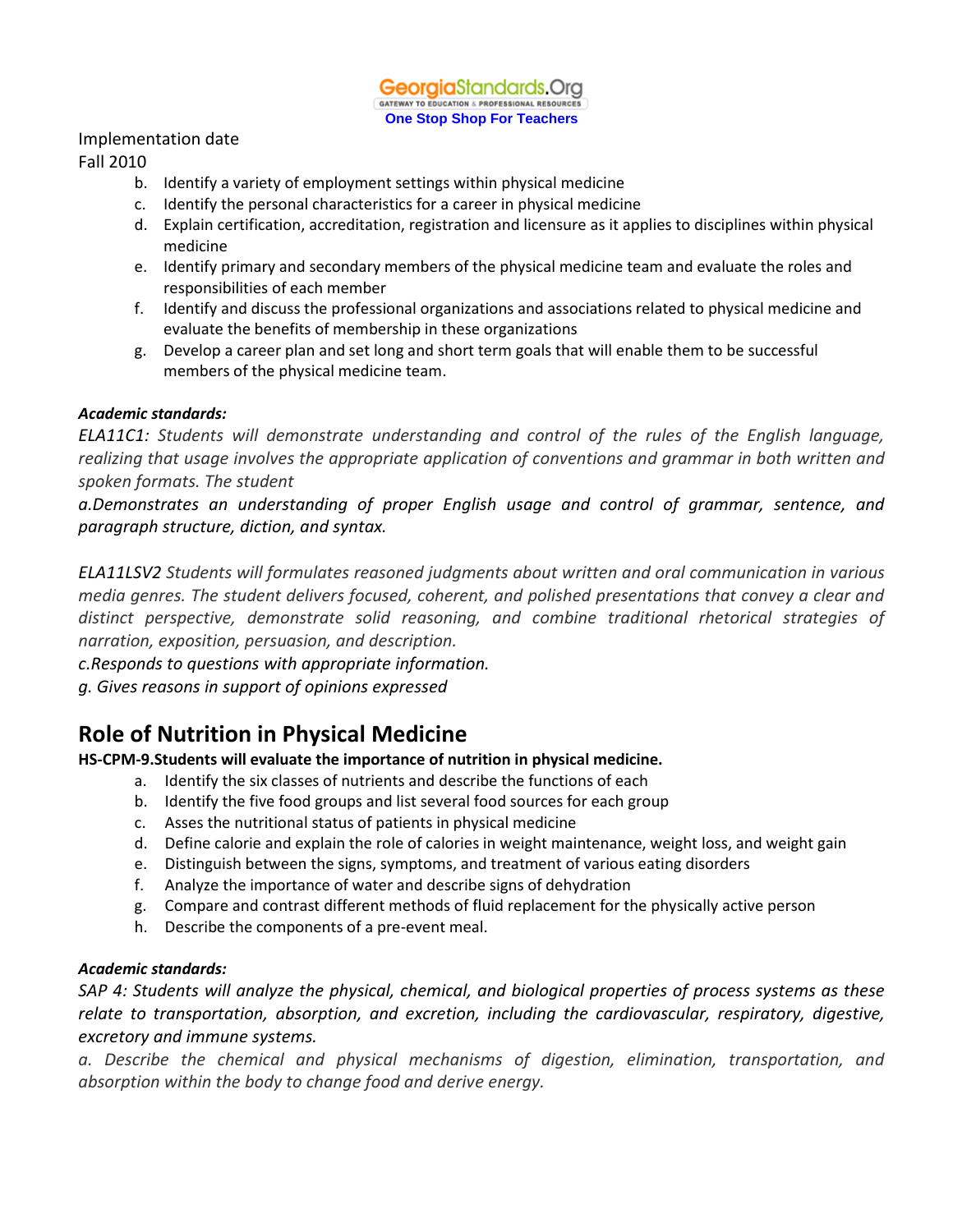Implementation date
Fall 2010

b. Identify a variety of employment settings within physical medicine
c. Identify the personal characteristics for a career in physical medicine
d. Explain certification, accreditation, registration and licensure as it applies to disciplines within physical medicine
e. Identify primary and secondary members of the physical medicine team and evaluate the roles and responsibilities of each member
f. Identify and discuss the professional organizations and associations related to physical medicine and evaluate the benefits of membership in these organizations
g. Develop a career plan and set long and short term goals that will enable them to be successful members of the physical medicine team.

***Academic standards:***

*ELA11C1: Students will demonstrate understanding and control of the rules of the English language, realizing that usage involves the appropriate application of conventions and grammar in both written and spoken formats. The student*

*a.Demonstrates an understanding of proper English usage and control of grammar, sentence, and paragraph structure, diction, and syntax.*

*ELA11LSV2 Students will formulates reasoned judgments about written and oral communication in various media genres. The student delivers focused, coherent, and polished presentations that convey a clear and distinct perspective, demonstrate solid reasoning, and combine traditional rhetorical strategies of narration, exposition, persuasion, and description.*

*c.Responds to questions with appropriate information.*

*g. Gives reasons in support of opinions expressed*

## Role of Nutrition in Physical Medicine

**HS-CPM-9.Students will evaluate the importance of nutrition in physical medicine.**

a. Identify the six classes of nutrients and describe the functions of each
b. Identify the five food groups and list several food sources for each group
c. Asses the nutritional status of patients in physical medicine
d. Define calorie and explain the role of calories in weight maintenance, weight loss, and weight gain
e. Distinguish between the signs, symptoms, and treatment of various eating disorders
f. Analyze the importance of water and describe signs of dehydration
g. Compare and contrast different methods of fluid replacement for the physically active person
h. Describe the components of a pre-event meal.

***Academic standards:***

*SAP 4: Students will analyze the physical, chemical, and biological properties of process systems as these relate to transportation, absorption, and excretion, including the cardiovascular, respiratory, digestive, excretory and immune systems.*

*a. Describe the chemical and physical mechanisms of digestion, elimination, transportation, and absorption within the body to change food and derive energy.*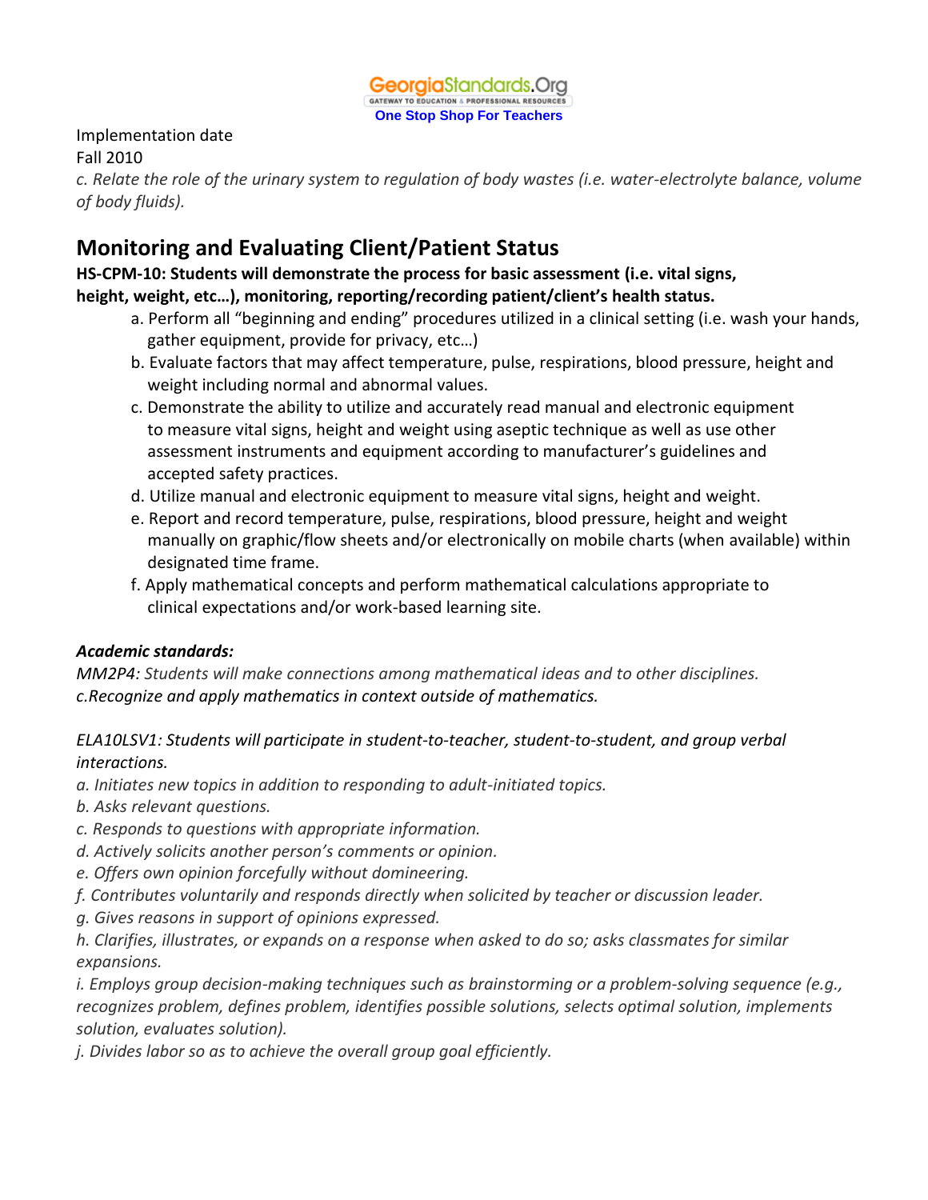Implementation date
Fall 2010

*c. Relate the role of the urinary system to regulation of body wastes (i.e. water-electrolyte balance, volume of body fluids).*

## Monitoring and Evaluating Client/Patient Status

**HS-CPM-10: Students will demonstrate the process for basic assessment (i.e. vital signs, height, weight, etc…), monitoring, reporting/recording patient/client's health status.**

a. Perform all "beginning and ending" procedures utilized in a clinical setting (i.e. wash your hands, gather equipment, provide for privacy, etc…)
b. Evaluate factors that may affect temperature, pulse, respirations, blood pressure, height and weight including normal and abnormal values.
c. Demonstrate the ability to utilize and accurately read manual and electronic equipment to measure vital signs, height and weight using aseptic technique as well as use other assessment instruments and equipment according to manufacturer's guidelines and accepted safety practices.
d. Utilize manual and electronic equipment to measure vital signs, height and weight.
e. Report and record temperature, pulse, respirations, blood pressure, height and weight manually on graphic/flow sheets and/or electronically on mobile charts (when available) within designated time frame.
f. Apply mathematical concepts and perform mathematical calculations appropriate to clinical expectations and/or work-based learning site.

***Academic standards:***

*MM2P4: Students will make connections among mathematical ideas and to other disciplines.*
*c.Recognize and apply mathematics in context outside of mathematics.*

*ELA10LSV1: Students will participate in student-to-teacher, student-to-student, and group verbal interactions.*
*a. Initiates new topics in addition to responding to adult-initiated topics.*
*b. Asks relevant questions.*
*c. Responds to questions with appropriate information.*
*d. Actively solicits another person's comments or opinion.*
*e. Offers own opinion forcefully without domineering.*
*f. Contributes voluntarily and responds directly when solicited by teacher or discussion leader.*
*g. Gives reasons in support of opinions expressed.*
*h. Clarifies, illustrates, or expands on a response when asked to do so; asks classmates for similar expansions.*
*i. Employs group decision-making techniques such as brainstorming or a problem-solving sequence (e.g., recognizes problem, defines problem, identifies possible solutions, selects optimal solution, implements solution, evaluates solution).*
*j. Divides labor so as to achieve the overall group goal efficiently.*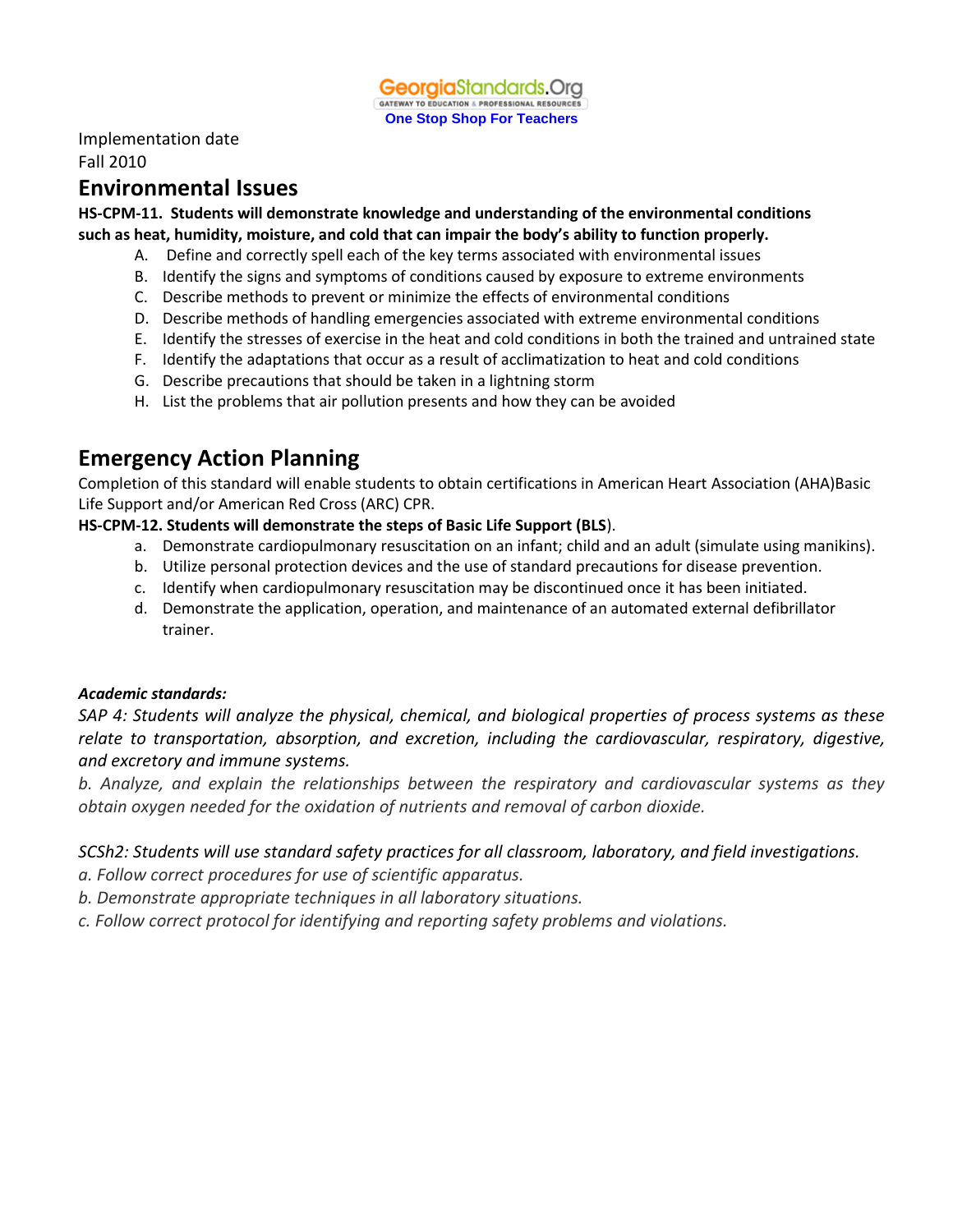Implementation date
Fall 2010

## Environmental Issues

**HS-CPM-11. Students will demonstrate knowledge and understanding of the environmental conditions such as heat, humidity, moisture, and cold that can impair the body's ability to function properly.**

A. Define and correctly spell each of the key terms associated with environmental issues
B. Identify the signs and symptoms of conditions caused by exposure to extreme environments
C. Describe methods to prevent or minimize the effects of environmental conditions
D. Describe methods of handling emergencies associated with extreme environmental conditions
E. Identify the stresses of exercise in the heat and cold conditions in both the trained and untrained state
F. Identify the adaptations that occur as a result of acclimatization to heat and cold conditions
G. Describe precautions that should be taken in a lightning storm
H. List the problems that air pollution presents and how they can be avoided

## Emergency Action Planning

Completion of this standard will enable students to obtain certifications in American Heart Association (AHA)Basic Life Support and/or American Red Cross (ARC) CPR.

**HS-CPM-12. Students will demonstrate the steps of Basic Life Support (BLS**).

a. Demonstrate cardiopulmonary resuscitation on an infant; child and an adult (simulate using manikins).
b. Utilize personal protection devices and the use of standard precautions for disease prevention.
c. Identify when cardiopulmonary resuscitation may be discontinued once it has been initiated.
d. Demonstrate the application, operation, and maintenance of an automated external defibrillator trainer.

***Academic standards:***

*SAP 4: Students will analyze the physical, chemical, and biological properties of process systems as these relate to transportation, absorption, and excretion, including the cardiovascular, respiratory, digestive, and excretory and immune systems.*

*b. Analyze, and explain the relationships between the respiratory and cardiovascular systems as they obtain oxygen needed for the oxidation of nutrients and removal of carbon dioxide.*

*SCSh2: Students will use standard safety practices for all classroom, laboratory, and field investigations.*

*a. Follow correct procedures for use of scientific apparatus.*
*b. Demonstrate appropriate techniques in all laboratory situations.*
*c. Follow correct protocol for identifying and reporting safety problems and violations.*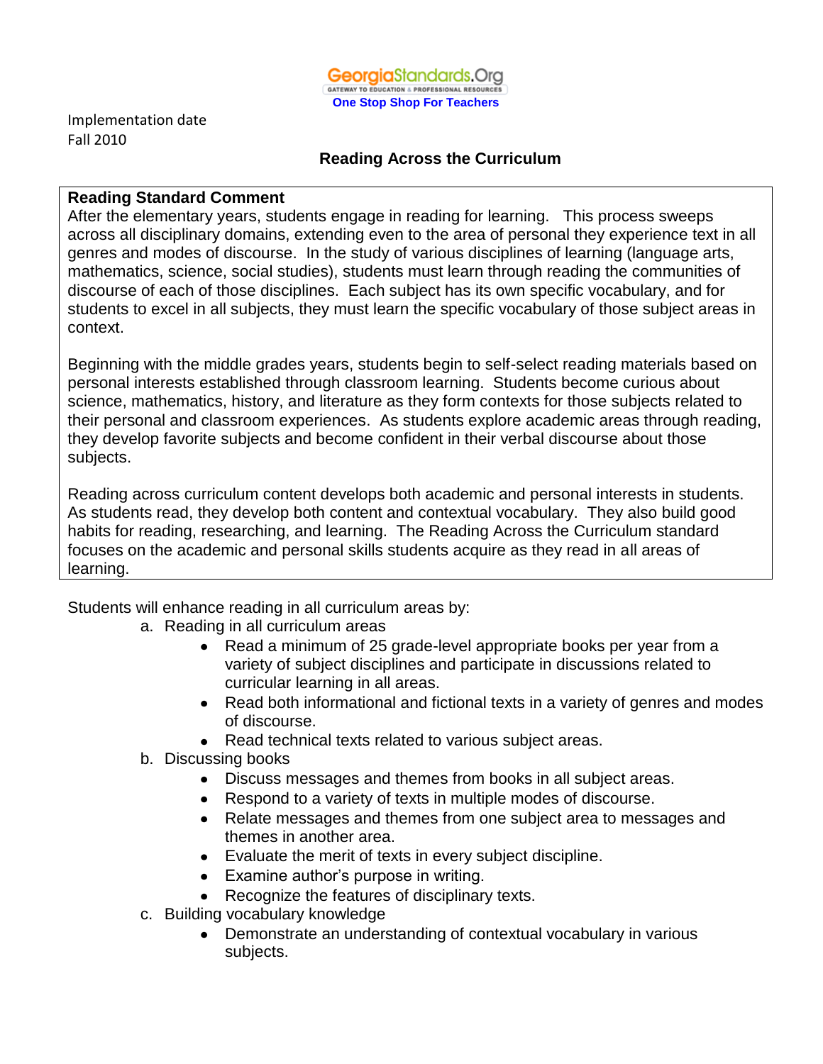GeorgiaStandards.Org
GATEWAY TO EDUCATION & PROFESSIONAL RESOURCES
**One Stop Shop For Teachers**

Implementation date
Fall 2010

## Reading Across the Curriculum

**Reading Standard Comment**
After the elementary years, students engage in reading for learning. This process sweeps across all disciplinary domains, extending even to the area of personal they experience text in all genres and modes of discourse. In the study of various disciplines of learning (language arts, mathematics, science, social studies), students must learn through reading the communities of discourse of each of those disciplines. Each subject has its own specific vocabulary, and for students to excel in all subjects, they must learn the specific vocabulary of those subject areas in context.

Beginning with the middle grades years, students begin to self-select reading materials based on personal interests established through classroom learning. Students become curious about science, mathematics, history, and literature as they form contexts for those subjects related to their personal and classroom experiences. As students explore academic areas through reading, they develop favorite subjects and become confident in their verbal discourse about those subjects.

Reading across curriculum content develops both academic and personal interests in students. As students read, they develop both content and contextual vocabulary. They also build good habits for reading, researching, and learning. The Reading Across the Curriculum standard focuses on the academic and personal skills students acquire as they read in all areas of learning.

Students will enhance reading in all curriculum areas by:

a. Reading in all curriculum areas
   - Read a minimum of 25 grade-level appropriate books per year from a variety of subject disciplines and participate in discussions related to curricular learning in all areas.
   - Read both informational and fictional texts in a variety of genres and modes of discourse.
   - Read technical texts related to various subject areas.

b. Discussing books
   - Discuss messages and themes from books in all subject areas.
   - Respond to a variety of texts in multiple modes of discourse.
   - Relate messages and themes from one subject area to messages and themes in another area.
   - Evaluate the merit of texts in every subject discipline.
   - Examine author's purpose in writing.
   - Recognize the features of disciplinary texts.

c. Building vocabulary knowledge
   - Demonstrate an understanding of contextual vocabulary in various subjects.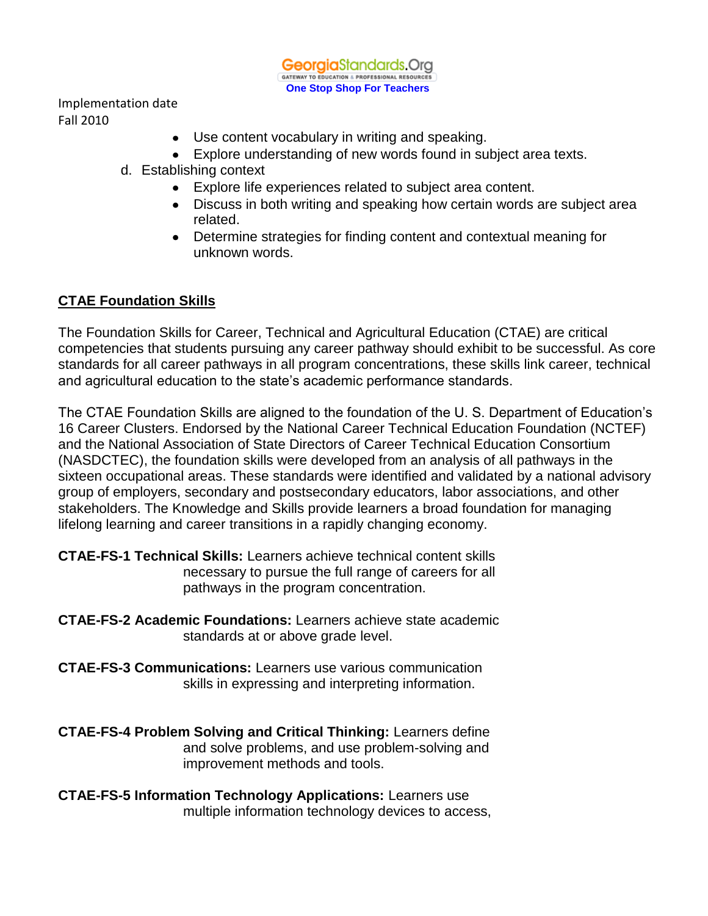Implementation date
Fall 2010

- Use content vocabulary in writing and speaking.
- Explore understanding of new words found in subject area texts.

d. Establishing context
   - Explore life experiences related to subject area content.
   - Discuss in both writing and speaking how certain words are subject area related.
   - Determine strategies for finding content and contextual meaning for unknown words.

## CTAE Foundation Skills

The Foundation Skills for Career, Technical and Agricultural Education (CTAE) are critical competencies that students pursuing any career pathway should exhibit to be successful. As core standards for all career pathways in all program concentrations, these skills link career, technical and agricultural education to the state's academic performance standards.

The CTAE Foundation Skills are aligned to the foundation of the U. S. Department of Education's 16 Career Clusters. Endorsed by the National Career Technical Education Foundation (NCTEF) and the National Association of State Directors of Career Technical Education Consortium (NASDCTEC), the foundation skills were developed from an analysis of all pathways in the sixteen occupational areas. These standards were identified and validated by a national advisory group of employers, secondary and postsecondary educators, labor associations, and other stakeholders. The Knowledge and Skills provide learners a broad foundation for managing lifelong learning and career transitions in a rapidly changing economy.

**CTAE-FS-1 Technical Skills:** Learners achieve technical content skills necessary to pursue the full range of careers for all pathways in the program concentration.

**CTAE-FS-2 Academic Foundations:** Learners achieve state academic standards at or above grade level.

**CTAE-FS-3 Communications:** Learners use various communication skills in expressing and interpreting information.

**CTAE-FS-4 Problem Solving and Critical Thinking:** Learners define and solve problems, and use problem-solving and improvement methods and tools.

**CTAE-FS-5 Information Technology Applications:** Learners use multiple information technology devices to access,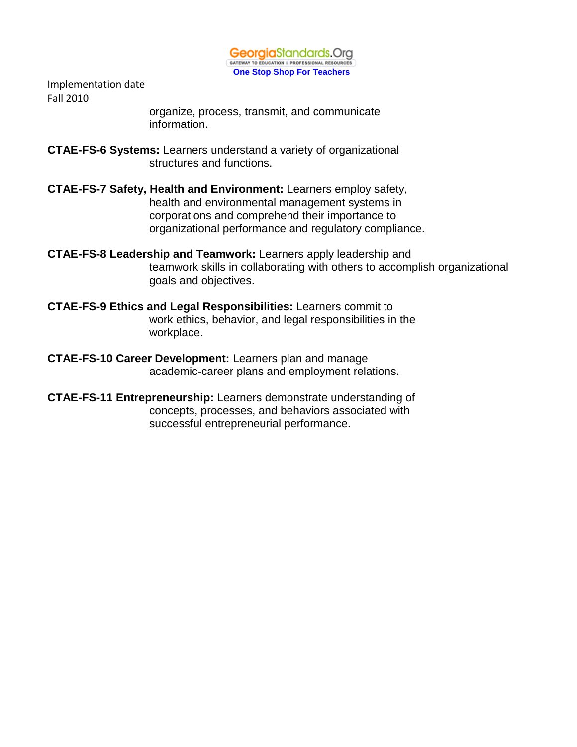organize, process, transmit, and communicate information.

**CTAE-FS-6 Systems:** Learners understand a variety of organizational structures and functions.

**CTAE-FS-7 Safety, Health and Environment:** Learners employ safety, health and environmental management systems in corporations and comprehend their importance to organizational performance and regulatory compliance.

**CTAE-FS-8 Leadership and Teamwork:** Learners apply leadership and teamwork skills in collaborating with others to accomplish organizational goals and objectives.

**CTAE-FS-9 Ethics and Legal Responsibilities:** Learners commit to work ethics, behavior, and legal responsibilities in the workplace.

**CTAE-FS-10 Career Development:** Learners plan and manage academic-career plans and employment relations.

**CTAE-FS-11 Entrepreneurship:** Learners demonstrate understanding of concepts, processes, and behaviors associated with successful entrepreneurial performance.